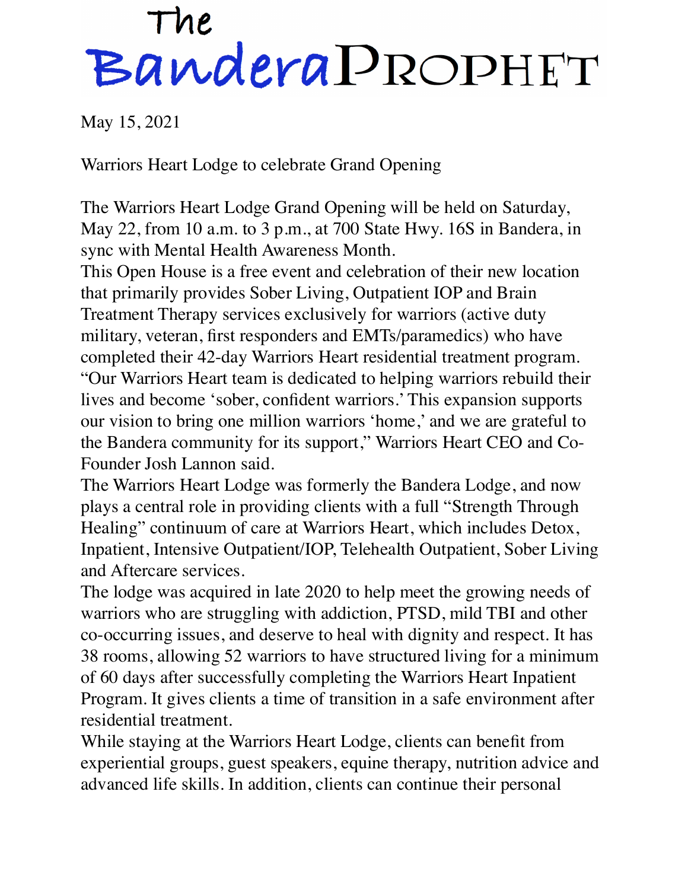# The Bandera Prophet

May 15, 2021

## Warriors Heart Lodge to celebrate Grand Opening

The Warriors Heart Lodge Grand Opening will be held on Saturday, May 22, from 10 a.m. to 3 p.m., at 700 State Hwy. 16S in Bandera, in sync with Mental Health Awareness Month.

This Open House is a free event and celebration of their new location that primarily provides Sober Living, Outpatient IOP and Brain Treatment Therapy services exclusively for warriors (active duty military, veteran, first responders and EMTs/paramedics) who have completed their 42-day Warriors Heart residential treatment program.

"Our Warriors Heart team is dedicated to helping warriors rebuild their lives and become 'sober, confident warriors.' This expansion supports our vision to bring one million warriors 'home,' and we are grateful to the Bandera community for its support," Warriors Heart CEO and Co-Founder Josh Lannon said.

The Warriors Heart Lodge was formerly the Bandera Lodge, and now plays a central role in providing clients with a full "Strength Through Healing" continuum of care at Warriors Heart, which includes Detox, Inpatient, Intensive Outpatient/IOP, Telehealth Outpatient, Sober Living and Aftercare services.

The lodge was acquired in late 2020 to help meet the growing needs of warriors who are struggling with addiction, PTSD, mild TBI and other co-occurring issues, and deserve to heal with dignity and respect. It has 38 rooms, allowing 52 warriors to have structured living for a minimum of 60 days after successfully completing the Warriors Heart Inpatient Program. It gives clients a time of transition in a safe environment after residential treatment.

While staying at the Warriors Heart Lodge, clients can benefit from experiential groups, guest speakers, equine therapy, nutrition advice and advanced life skills. In addition, clients can continue their personal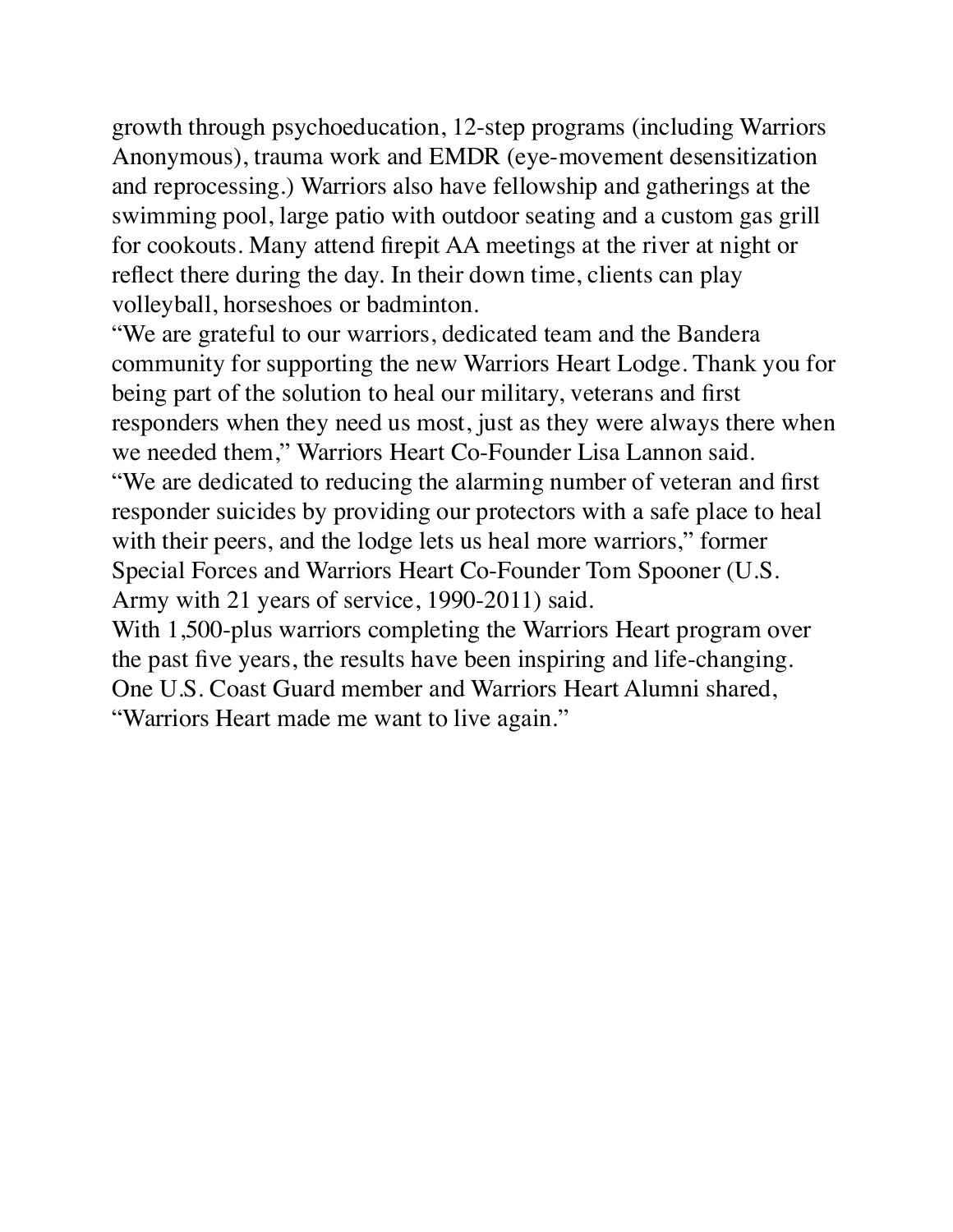growth through psychoeducation, 12-step programs (including Warriors Anonymous), trauma work and EMDR (eye-movement desensitization and reprocessing.) Warriors also have fellowship and gatherings at the swimming pool, large patio with outdoor seating and a custom gas grill for cookouts. Many attend firepit AA meetings at the river at night or reflect there during the day. In their down time, clients can play volleyball, horseshoes or badminton.

"We are grateful to our warriors, dedicated team and the Bandera community for supporting the new Warriors Heart Lodge. Thank you for being part of the solution to heal our military, veterans and first responders when they need us most, just as they were always there when we needed them," Warriors Heart Co-Founder Lisa Lannon said.

"We are dedicated to reducing the alarming number of veteran and first responder suicides by providing our protectors with a safe place to heal with their peers, and the lodge lets us heal more warriors," former Special Forces and Warriors Heart Co-Founder Tom Spooner (U.S. Army with 21 years of service, 1990-2011) said.

With 1,500-plus warriors completing the Warriors Heart program over the past five years, the results have been inspiring and life-changing. One U.S. Coast Guard member and Warriors Heart Alumni shared, "Warriors Heart made me want to live again."